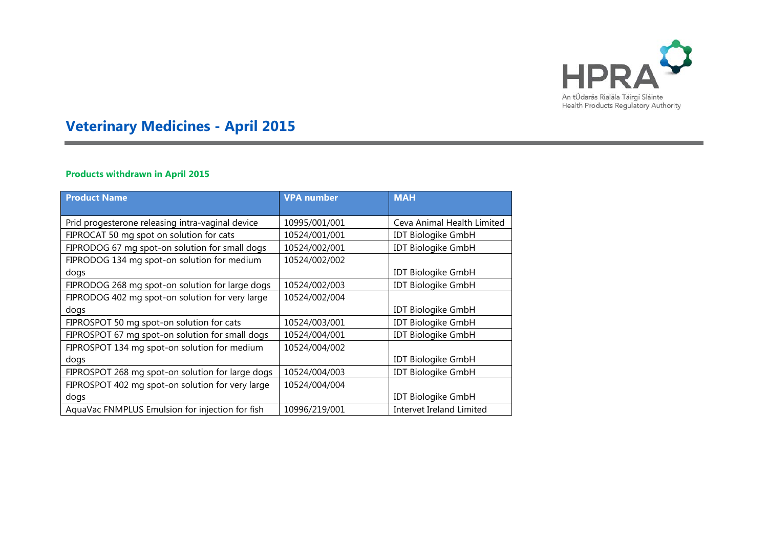# Veterinary Medicines - April 2015

## Products withdrawn in April 2015

| Product Name | VPA number | MAH |
|---|---|---|
| Prid progesterone releasing intra-vaginal device | 10995/001/001 | Ceva Animal Health Limited |
| FIPROCAT 50 mg spot on solution for cats | 10524/001/001 | IDT Biologike GmbH |
| FIPRODOG 67 mg spot-on solution for small dogs | 10524/002/001 | IDT Biologike GmbH |
| FIPRODOG 134 mg spot-on solution for medium dogs | 10524/002/002 | IDT Biologike GmbH |
| FIPRODOG 268 mg spot-on solution for large dogs | 10524/002/003 | IDT Biologike GmbH |
| FIPRODOG 402 mg spot-on solution for very large dogs | 10524/002/004 | IDT Biologike GmbH |
| FIPROSPOT 50 mg spot-on solution for cats | 10524/003/001 | IDT Biologike GmbH |
| FIPROSPOT 67 mg spot-on solution for small dogs | 10524/004/001 | IDT Biologike GmbH |
| FIPROSPOT 134 mg spot-on solution for medium dogs | 10524/004/002 | IDT Biologike GmbH |
| FIPROSPOT 268 mg spot-on solution for large dogs | 10524/004/003 | IDT Biologike GmbH |
| FIPROSPOT 402 mg spot-on solution for very large dogs | 10524/004/004 | IDT Biologike GmbH |
| AquaVac FNMPLUS Emulsion for injection for fish | 10996/219/001 | Intervet Ireland Limited |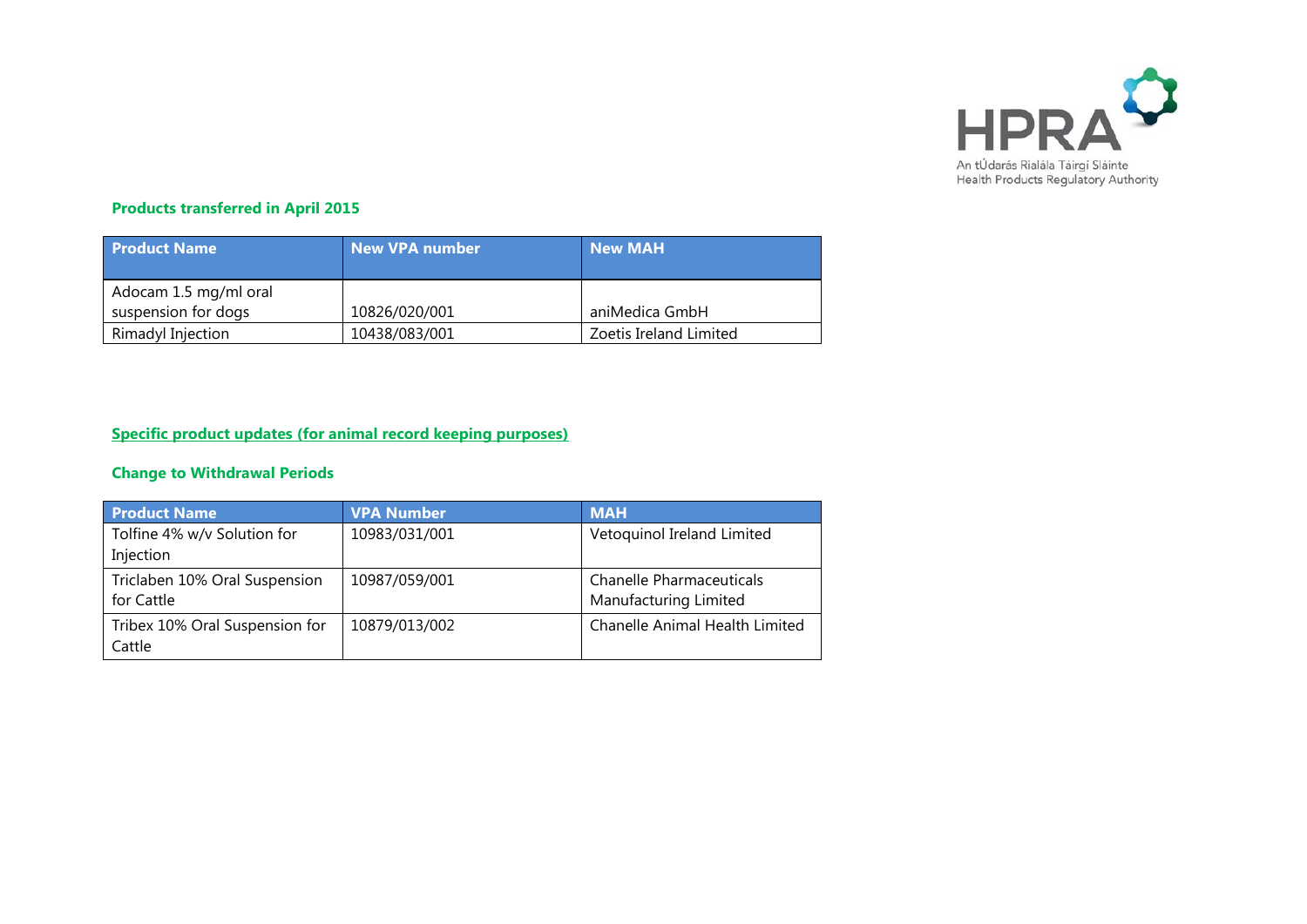### Products transferred in April 2015

| Product Name | New VPA number | New MAH |
|---|---|---|
| Adocam 1.5 mg/ml oral suspension for dogs | 10826/020/001 | aniMedica GmbH |
| Rimadyl Injection | 10438/083/001 | Zoetis Ireland Limited |

### Specific product updates (for animal record keeping purposes)

### Change to Withdrawal Periods

| Product Name | VPA Number | MAH |
|---|---|---|
| Tolfine 4% w/v Solution for Injection | 10983/031/001 | Vetoquinol Ireland Limited |
| Triclaben 10% Oral Suspension for Cattle | 10987/059/001 | Chanelle Pharmaceuticals Manufacturing Limited |
| Tribex 10% Oral Suspension for Cattle | 10879/013/002 | Chanelle Animal Health Limited |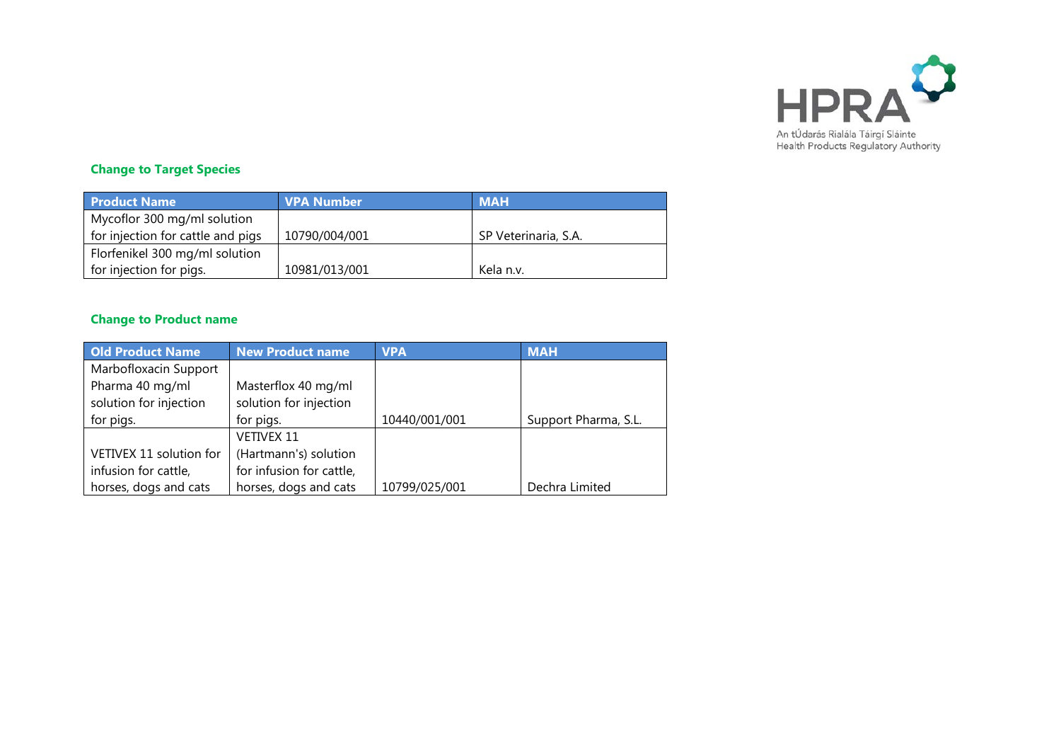## Change to Target Species

| Product Name | VPA Number | MAH |
|---|---|---|
| Mycoflor 300 mg/ml solution for injection for cattle and pigs | 10790/004/001 | SP Veterinaria, S.A. |
| Florfenikel 300 mg/ml solution for injection for pigs. | 10981/013/001 | Kela n.v. |

## Change to Product name

| Old Product Name | New Product name | VPA | MAH |
|---|---|---|---|
| Marbofloxacin Support Pharma 40 mg/ml solution for injection for pigs. | Masterflox 40 mg/ml solution for injection for pigs. | 10440/001/001 | Support Pharma, S.L. |
| VETIVEX 11 solution for infusion for cattle, horses, dogs and cats | VETIVEX 11 (Hartmann's) solution for infusion for cattle, horses, dogs and cats | 10799/025/001 | Dechra Limited |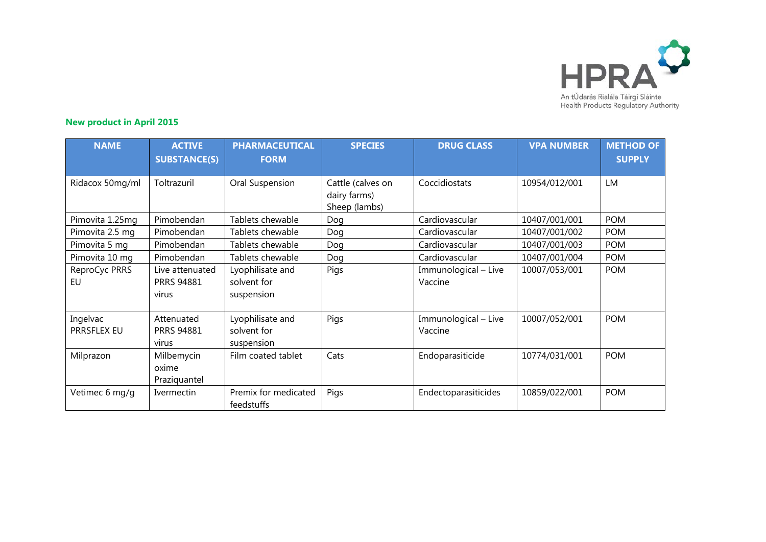**New product in April 2015**

| NAME | ACTIVE SUBSTANCE(S) | PHARMACEUTICAL FORM | SPECIES | DRUG CLASS | VPA NUMBER | METHOD OF SUPPLY |
|---|---|---|---|---|---|---|
| Ridacox 50mg/ml | Toltrazuril | Oral Suspension | Cattle (calves on dairy farms) Sheep (lambs) | Coccidiostats | 10954/012/001 | LM |
| Pimovita 1.25mg | Pimobendan | Tablets chewable | Dog | Cardiovascular | 10407/001/001 | POM |
| Pimovita 2.5 mg | Pimobendan | Tablets chewable | Dog | Cardiovascular | 10407/001/002 | POM |
| Pimovita 5 mg | Pimobendan | Tablets chewable | Dog | Cardiovascular | 10407/001/003 | POM |
| Pimovita 10 mg | Pimobendan | Tablets chewable | Dog | Cardiovascular | 10407/001/004 | POM |
| ReproCyc PRRS EU | Live attenuated PRRS 94881 virus | Lyophilisate and solvent for suspension | Pigs | Immunological – Live Vaccine | 10007/053/001 | POM |
| Ingelvac PRRSFLEX EU | Attenuated PRRS 94881 virus | Lyophilisate and solvent for suspension | Pigs | Immunological – Live Vaccine | 10007/052/001 | POM |
| Milprazon | Milbemycin oxime Praziquantel | Film coated tablet | Cats | Endoparasiticide | 10774/031/001 | POM |
| Vetimec 6 mg/g | Ivermectin | Premix for medicated feedstuffs | Pigs | Endectoparasiticides | 10859/022/001 | POM |